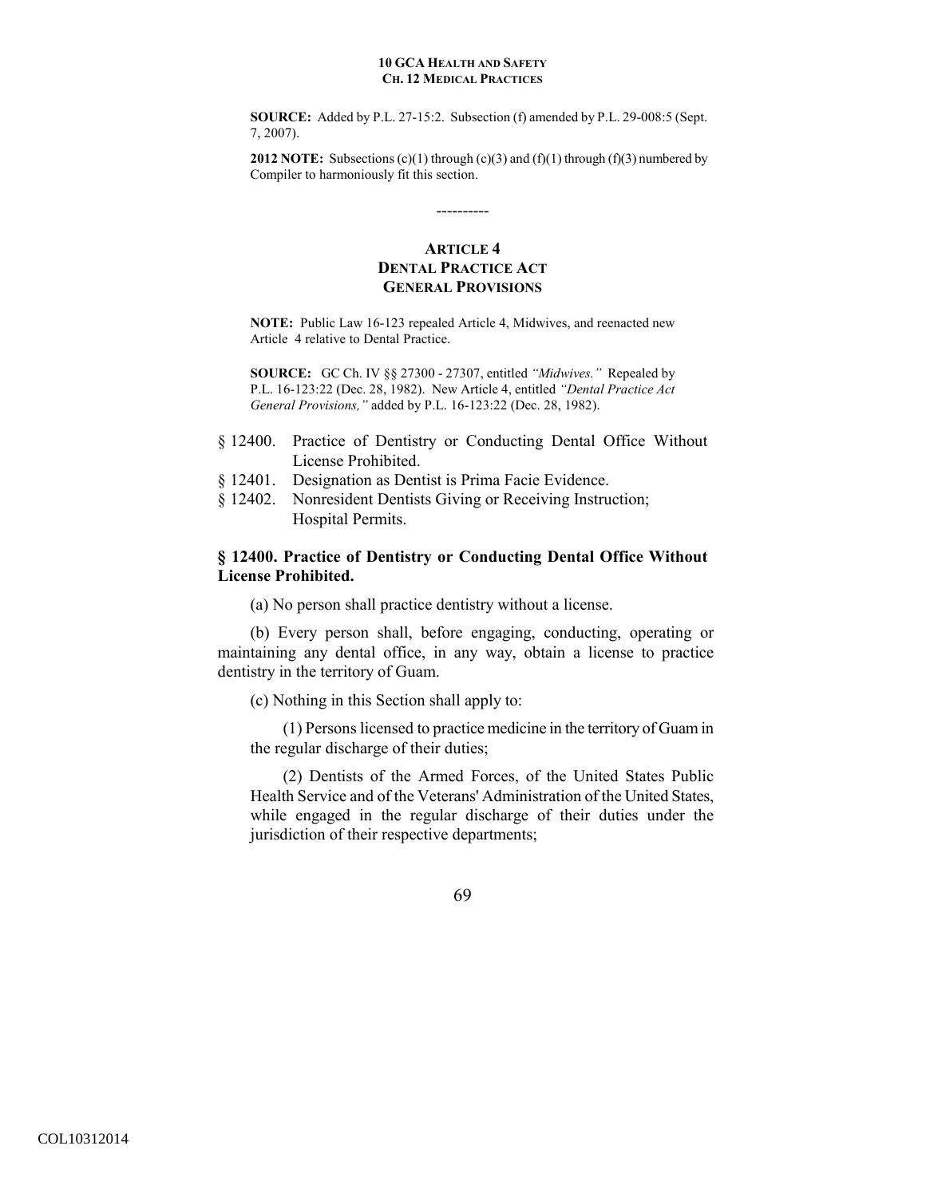**SOURCE:** Added by P.L. 27-15:2. Subsection (f) amended by P.L. 29-008:5 (Sept. 7, 2007).

**2012 NOTE:** Subsections (c)(1) through (c)(3) and (f)(1) through (f)(3) numbered by Compiler to harmoniously fit this section.

----------

## ARTICLE 4
## DENTAL PRACTICE ACT
## GENERAL PROVISIONS

**NOTE:** Public Law 16-123 repealed Article 4, Midwives, and reenacted new Article 4 relative to Dental Practice.

**SOURCE:** GC Ch. IV §§ 27300 - 27307, entitled *"Midwives."* Repealed by P.L. 16-123:22 (Dec. 28, 1982). New Article 4, entitled *"Dental Practice Act General Provisions,"* added by P.L. 16-123:22 (Dec. 28, 1982).

§ 12400. Practice of Dentistry or Conducting Dental Office Without License Prohibited.
§ 12401. Designation as Dentist is Prima Facie Evidence.
§ 12402. Nonresident Dentists Giving or Receiving Instruction; Hospital Permits.

### § 12400. Practice of Dentistry or Conducting Dental Office Without License Prohibited.

(a) No person shall practice dentistry without a license.

(b) Every person shall, before engaging, conducting, operating or maintaining any dental office, in any way, obtain a license to practice dentistry in the territory of Guam.

(c) Nothing in this Section shall apply to:

(1) Persons licensed to practice medicine in the territory of Guam in the regular discharge of their duties;

(2) Dentists of the Armed Forces, of the United States Public Health Service and of the Veterans' Administration of the United States, while engaged in the regular discharge of their duties under the jurisdiction of their respective departments;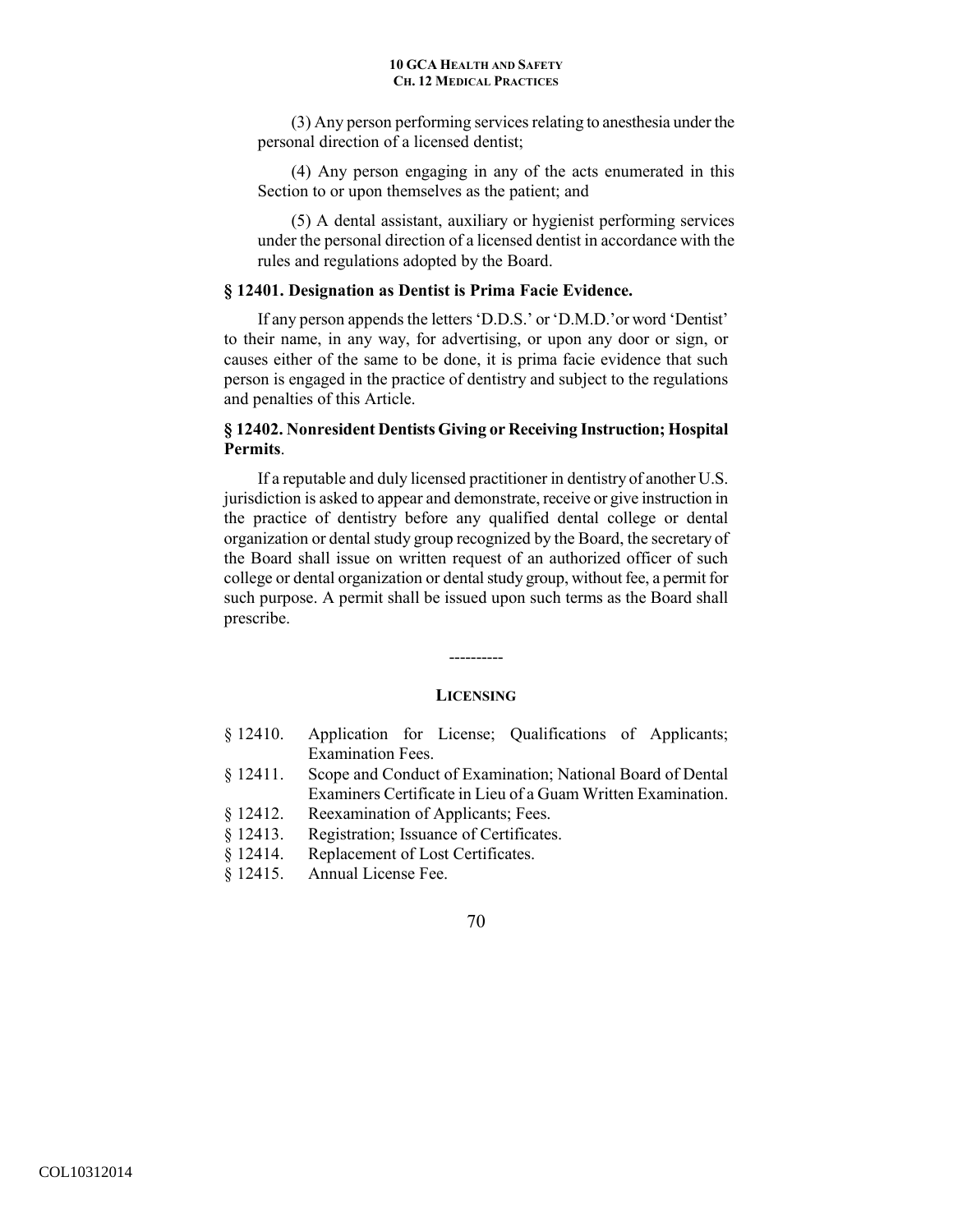(3) Any person performing services relating to anesthesia under the personal direction of a licensed dentist;

(4) Any person engaging in any of the acts enumerated in this Section to or upon themselves as the patient; and

(5) A dental assistant, auxiliary or hygienist performing services under the personal direction of a licensed dentist in accordance with the rules and regulations adopted by the Board.

### § 12401. Designation as Dentist is Prima Facie Evidence.

If any person appends the letters 'D.D.S.' or 'D.M.D.' or word 'Dentist' to their name, in any way, for advertising, or upon any door or sign, or causes either of the same to be done, it is prima facie evidence that such person is engaged in the practice of dentistry and subject to the regulations and penalties of this Article.

### § 12402. Nonresident Dentists Giving or Receiving Instruction; Hospital Permits.

If a reputable and duly licensed practitioner in dentistry of another U.S. jurisdiction is asked to appear and demonstrate, receive or give instruction in the practice of dentistry before any qualified dental college or dental organization or dental study group recognized by the Board, the secretary of the Board shall issue on written request of an authorized officer of such college or dental organization or dental study group, without fee, a permit for such purpose. A permit shall be issued upon such terms as the Board shall prescribe.

----------

## LICENSING

- § 12410. Application for License; Qualifications of Applicants; Examination Fees.
- § 12411. Scope and Conduct of Examination; National Board of Dental Examiners Certificate in Lieu of a Guam Written Examination.
- § 12412. Reexamination of Applicants; Fees.
- § 12413. Registration; Issuance of Certificates.
- § 12414. Replacement of Lost Certificates.
- § 12415. Annual License Fee.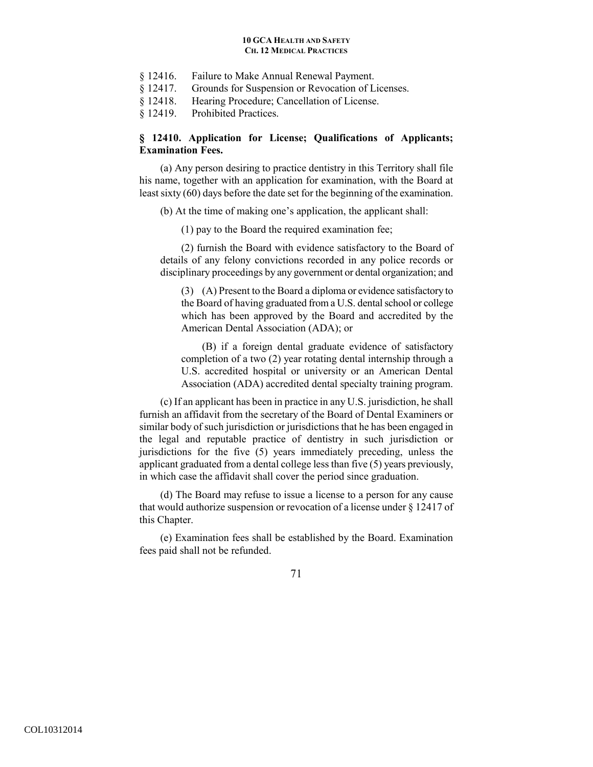§ 12416. Failure to Make Annual Renewal Payment.
§ 12417. Grounds for Suspension or Revocation of Licenses.
§ 12418. Hearing Procedure; Cancellation of License.
§ 12419. Prohibited Practices.

### § 12410. Application for License; Qualifications of Applicants; Examination Fees.

(a) Any person desiring to practice dentistry in this Territory shall file his name, together with an application for examination, with the Board at least sixty (60) days before the date set for the beginning of the examination.

(b) At the time of making one's application, the applicant shall:

(1) pay to the Board the required examination fee;

(2) furnish the Board with evidence satisfactory to the Board of details of any felony convictions recorded in any police records or disciplinary proceedings by any government or dental organization; and

(3) (A) Present to the Board a diploma or evidence satisfactory to the Board of having graduated from a U.S. dental school or college which has been approved by the Board and accredited by the American Dental Association (ADA); or

(B) if a foreign dental graduate evidence of satisfactory completion of a two (2) year rotating dental internship through a U.S. accredited hospital or university or an American Dental Association (ADA) accredited dental specialty training program.

(c) If an applicant has been in practice in any U.S. jurisdiction, he shall furnish an affidavit from the secretary of the Board of Dental Examiners or similar body of such jurisdiction or jurisdictions that he has been engaged in the legal and reputable practice of dentistry in such jurisdiction or jurisdictions for the five (5) years immediately preceding, unless the applicant graduated from a dental college less than five (5) years previously, in which case the affidavit shall cover the period since graduation.

(d) The Board may refuse to issue a license to a person for any cause that would authorize suspension or revocation of a license under § 12417 of this Chapter.

(e) Examination fees shall be established by the Board. Examination fees paid shall not be refunded.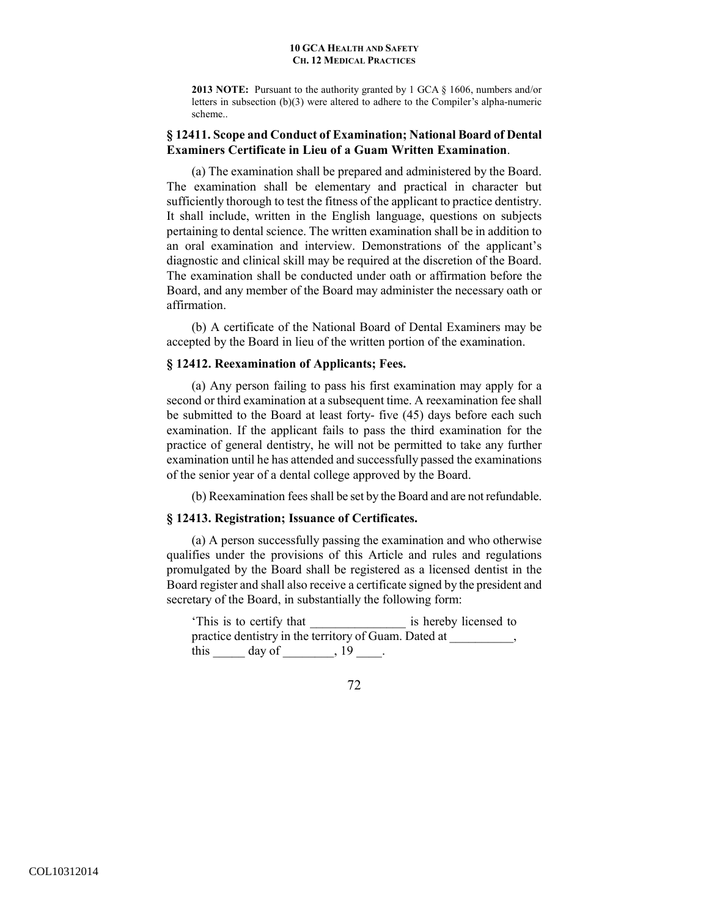**2013 NOTE:** Pursuant to the authority granted by 1 GCA § 1606, numbers and/or letters in subsection (b)(3) were altered to adhere to the Compiler's alpha-numeric scheme..

### § 12411. Scope and Conduct of Examination; National Board of Dental Examiners Certificate in Lieu of a Guam Written Examination.

(a) The examination shall be prepared and administered by the Board. The examination shall be elementary and practical in character but sufficiently thorough to test the fitness of the applicant to practice dentistry. It shall include, written in the English language, questions on subjects pertaining to dental science. The written examination shall be in addition to an oral examination and interview. Demonstrations of the applicant's diagnostic and clinical skill may be required at the discretion of the Board. The examination shall be conducted under oath or affirmation before the Board, and any member of the Board may administer the necessary oath or affirmation.

(b) A certificate of the National Board of Dental Examiners may be accepted by the Board in lieu of the written portion of the examination.

### § 12412. Reexamination of Applicants; Fees.

(a) Any person failing to pass his first examination may apply for a second or third examination at a subsequent time. A reexamination fee shall be submitted to the Board at least forty- five (45) days before each such examination. If the applicant fails to pass the third examination for the practice of general dentistry, he will not be permitted to take any further examination until he has attended and successfully passed the examinations of the senior year of a dental college approved by the Board.

(b) Reexamination fees shall be set by the Board and are not refundable.

### § 12413. Registration; Issuance of Certificates.

(a) A person successfully passing the examination and who otherwise qualifies under the provisions of this Article and rules and regulations promulgated by the Board shall be registered as a licensed dentist in the Board register and shall also receive a certificate signed by the president and secretary of the Board, in substantially the following form:

> 'This is to certify that _______________ is hereby licensed to practice dentistry in the territory of Guam. Dated at __________, this _____ day of ________, 19 ____.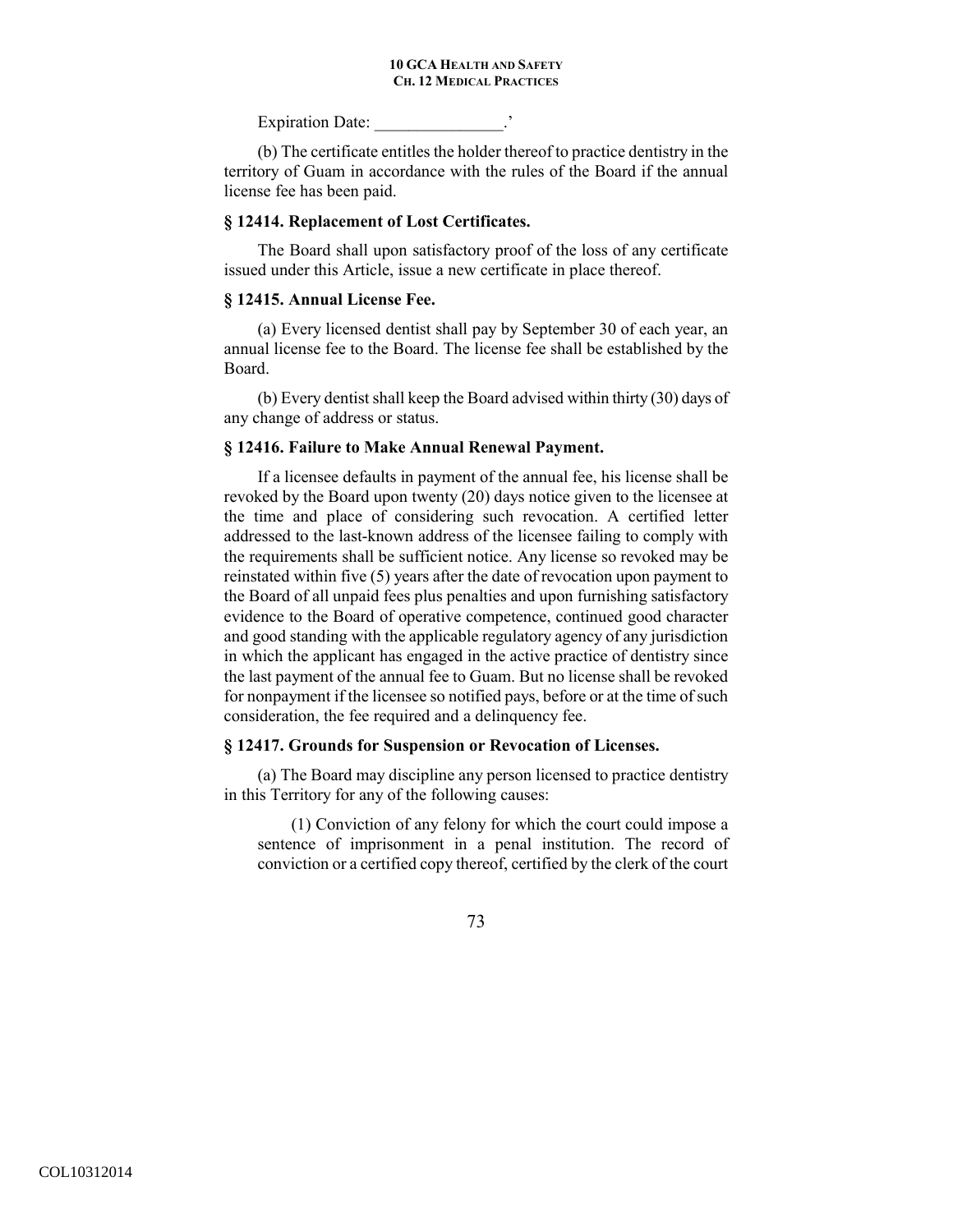Expiration Date: _______________.'

(b) The certificate entitles the holder thereof to practice dentistry in the territory of Guam in accordance with the rules of the Board if the annual license fee has been paid.

### § 12414. Replacement of Lost Certificates.

The Board shall upon satisfactory proof of the loss of any certificate issued under this Article, issue a new certificate in place thereof.

### § 12415. Annual License Fee.

(a) Every licensed dentist shall pay by September 30 of each year, an annual license fee to the Board. The license fee shall be established by the Board.

(b) Every dentist shall keep the Board advised within thirty (30) days of any change of address or status.

### § 12416. Failure to Make Annual Renewal Payment.

If a licensee defaults in payment of the annual fee, his license shall be revoked by the Board upon twenty (20) days notice given to the licensee at the time and place of considering such revocation. A certified letter addressed to the last-known address of the licensee failing to comply with the requirements shall be sufficient notice. Any license so revoked may be reinstated within five (5) years after the date of revocation upon payment to the Board of all unpaid fees plus penalties and upon furnishing satisfactory evidence to the Board of operative competence, continued good character and good standing with the applicable regulatory agency of any jurisdiction in which the applicant has engaged in the active practice of dentistry since the last payment of the annual fee to Guam. But no license shall be revoked for nonpayment if the licensee so notified pays, before or at the time of such consideration, the fee required and a delinquency fee.

### § 12417. Grounds for Suspension or Revocation of Licenses.

(a) The Board may discipline any person licensed to practice dentistry in this Territory for any of the following causes:

(1) Conviction of any felony for which the court could impose a sentence of imprisonment in a penal institution. The record of conviction or a certified copy thereof, certified by the clerk of the court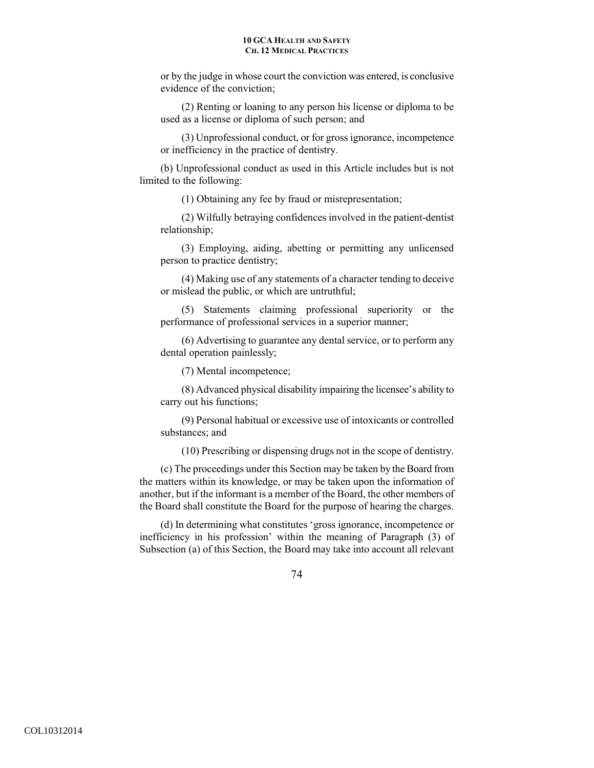or by the judge in whose court the conviction was entered, is conclusive evidence of the conviction;

(2) Renting or loaning to any person his license or diploma to be used as a license or diploma of such person; and

(3) Unprofessional conduct, or for gross ignorance, incompetence or inefficiency in the practice of dentistry.

(b) Unprofessional conduct as used in this Article includes but is not limited to the following:

(1) Obtaining any fee by fraud or misrepresentation;

(2) Wilfully betraying confidences involved in the patient-dentist relationship;

(3) Employing, aiding, abetting or permitting any unlicensed person to practice dentistry;

(4) Making use of any statements of a character tending to deceive or mislead the public, or which are untruthful;

(5) Statements claiming professional superiority or the performance of professional services in a superior manner;

(6) Advertising to guarantee any dental service, or to perform any dental operation painlessly;

(7) Mental incompetence;

(8) Advanced physical disability impairing the licensee's ability to carry out his functions;

(9) Personal habitual or excessive use of intoxicants or controlled substances; and

(10) Prescribing or dispensing drugs not in the scope of dentistry.

(c) The proceedings under this Section may be taken by the Board from the matters within its knowledge, or may be taken upon the information of another, but if the informant is a member of the Board, the other members of the Board shall constitute the Board for the purpose of hearing the charges.

(d) In determining what constitutes 'gross ignorance, incompetence or inefficiency in his profession' within the meaning of Paragraph (3) of Subsection (a) of this Section, the Board may take into account all relevant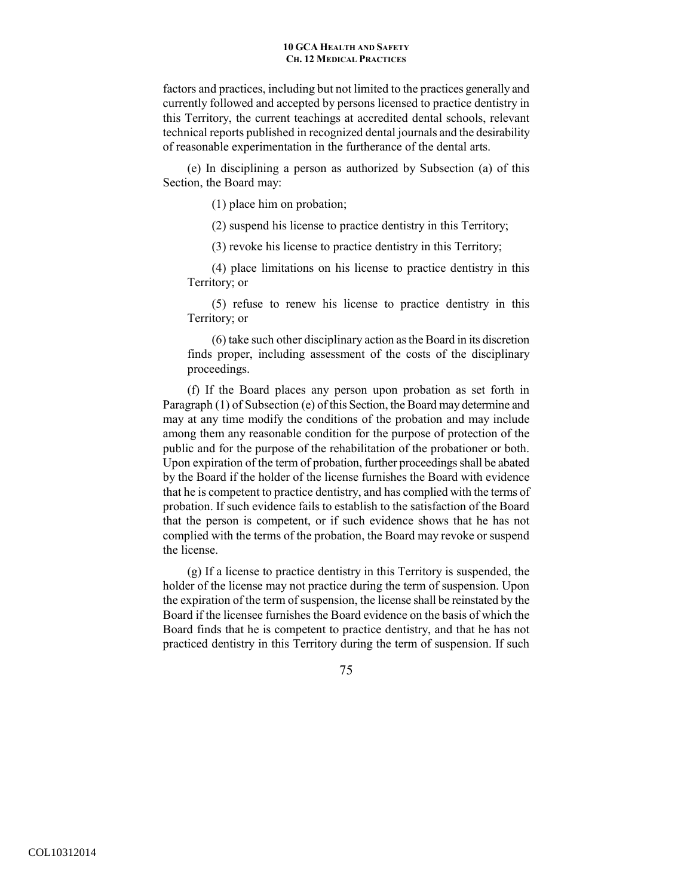factors and practices, including but not limited to the practices generally and currently followed and accepted by persons licensed to practice dentistry in this Territory, the current teachings at accredited dental schools, relevant technical reports published in recognized dental journals and the desirability of reasonable experimentation in the furtherance of the dental arts.

(e) In disciplining a person as authorized by Subsection (a) of this Section, the Board may:

(1) place him on probation;

(2) suspend his license to practice dentistry in this Territory;

(3) revoke his license to practice dentistry in this Territory;

(4) place limitations on his license to practice dentistry in this Territory; or

(5) refuse to renew his license to practice dentistry in this Territory; or

(6) take such other disciplinary action as the Board in its discretion finds proper, including assessment of the costs of the disciplinary proceedings.

(f) If the Board places any person upon probation as set forth in Paragraph (1) of Subsection (e) of this Section, the Board may determine and may at any time modify the conditions of the probation and may include among them any reasonable condition for the purpose of protection of the public and for the purpose of the rehabilitation of the probationer or both. Upon expiration of the term of probation, further proceedings shall be abated by the Board if the holder of the license furnishes the Board with evidence that he is competent to practice dentistry, and has complied with the terms of probation. If such evidence fails to establish to the satisfaction of the Board that the person is competent, or if such evidence shows that he has not complied with the terms of the probation, the Board may revoke or suspend the license.

(g) If a license to practice dentistry in this Territory is suspended, the holder of the license may not practice during the term of suspension. Upon the expiration of the term of suspension, the license shall be reinstated by the Board if the licensee furnishes the Board evidence on the basis of which the Board finds that he is competent to practice dentistry, and that he has not practiced dentistry in this Territory during the term of suspension. If such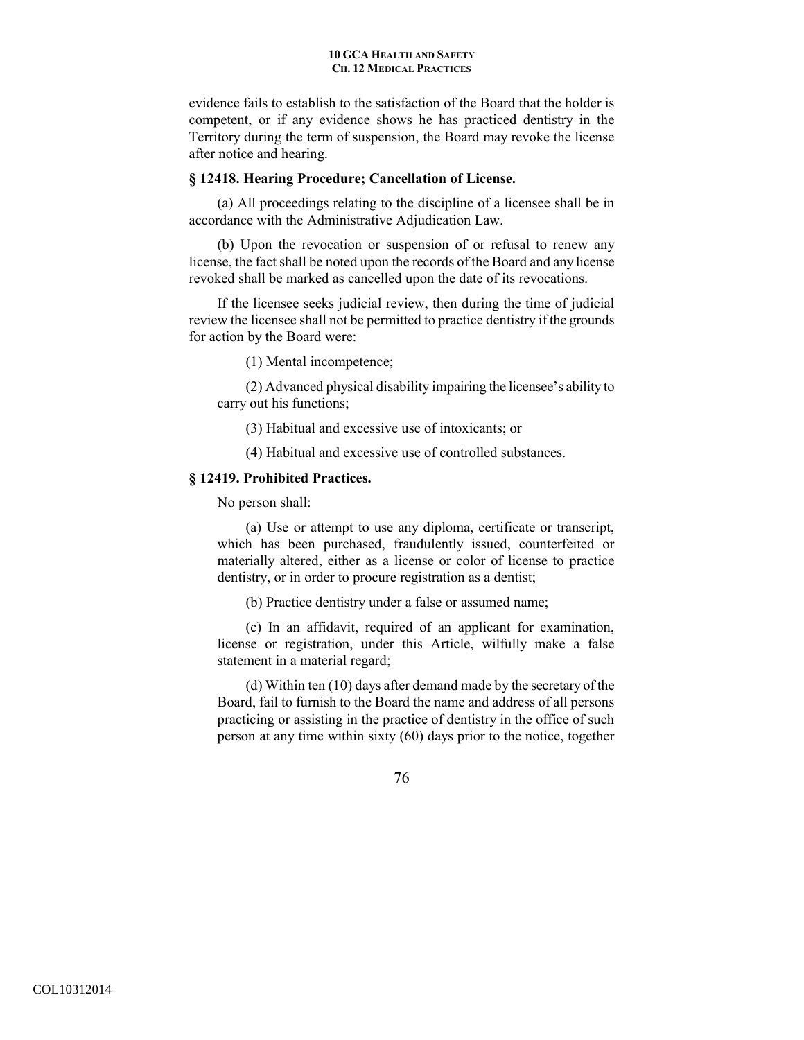evidence fails to establish to the satisfaction of the Board that the holder is competent, or if any evidence shows he has practiced dentistry in the Territory during the term of suspension, the Board may revoke the license after notice and hearing.

### § 12418. Hearing Procedure; Cancellation of License.

(a) All proceedings relating to the discipline of a licensee shall be in accordance with the Administrative Adjudication Law.

(b) Upon the revocation or suspension of or refusal to renew any license, the fact shall be noted upon the records of the Board and any license revoked shall be marked as cancelled upon the date of its revocations.

If the licensee seeks judicial review, then during the time of judicial review the licensee shall not be permitted to practice dentistry if the grounds for action by the Board were:

(1) Mental incompetence;

(2) Advanced physical disability impairing the licensee's ability to carry out his functions;

(3) Habitual and excessive use of intoxicants; or

(4) Habitual and excessive use of controlled substances.

### § 12419. Prohibited Practices.

No person shall:

(a) Use or attempt to use any diploma, certificate or transcript, which has been purchased, fraudulently issued, counterfeited or materially altered, either as a license or color of license to practice dentistry, or in order to procure registration as a dentist;

(b) Practice dentistry under a false or assumed name;

(c) In an affidavit, required of an applicant for examination, license or registration, under this Article, wilfully make a false statement in a material regard;

(d) Within ten (10) days after demand made by the secretary of the Board, fail to furnish to the Board the name and address of all persons practicing or assisting in the practice of dentistry in the office of such person at any time within sixty (60) days prior to the notice, together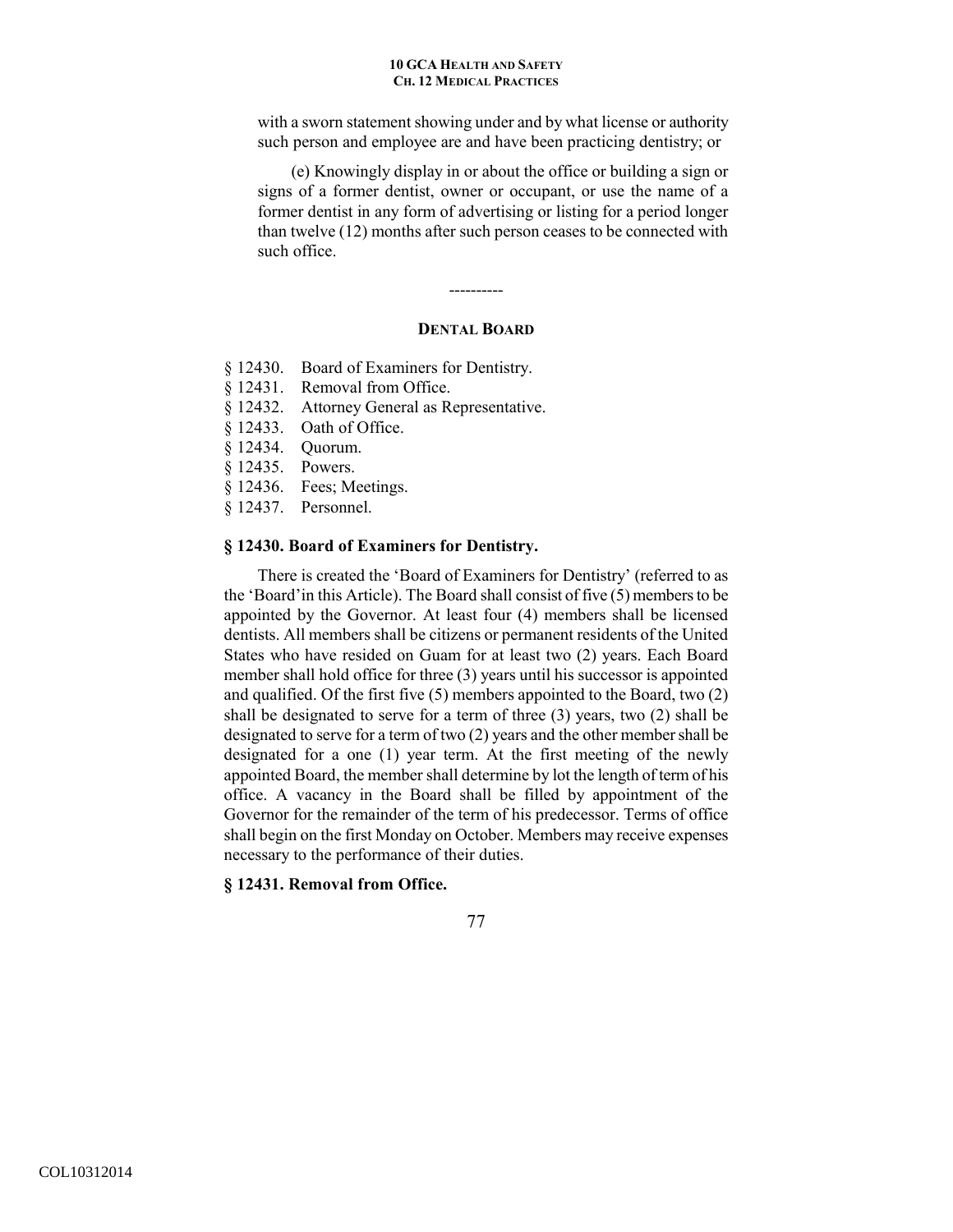with a sworn statement showing under and by what license or authority such person and employee are and have been practicing dentistry; or

(e) Knowingly display in or about the office or building a sign or signs of a former dentist, owner or occupant, or use the name of a former dentist in any form of advertising or listing for a period longer than twelve (12) months after such person ceases to be connected with such office.

----------

## DENTAL BOARD

§ 12430. Board of Examiners for Dentistry.
§ 12431. Removal from Office.
§ 12432. Attorney General as Representative.
§ 12433. Oath of Office.
§ 12434. Quorum.
§ 12435. Powers.
§ 12436. Fees; Meetings.
§ 12437. Personnel.

### § 12430. Board of Examiners for Dentistry.

There is created the 'Board of Examiners for Dentistry' (referred to as the 'Board'in this Article). The Board shall consist of five (5) members to be appointed by the Governor. At least four (4) members shall be licensed dentists. All members shall be citizens or permanent residents of the United States who have resided on Guam for at least two (2) years. Each Board member shall hold office for three (3) years until his successor is appointed and qualified. Of the first five (5) members appointed to the Board, two (2) shall be designated to serve for a term of three (3) years, two (2) shall be designated to serve for a term of two (2) years and the other member shall be designated for a one (1) year term. At the first meeting of the newly appointed Board, the member shall determine by lot the length of term of his office. A vacancy in the Board shall be filled by appointment of the Governor for the remainder of the term of his predecessor. Terms of office shall begin on the first Monday on October. Members may receive expenses necessary to the performance of their duties.

### § 12431. Removal from Office.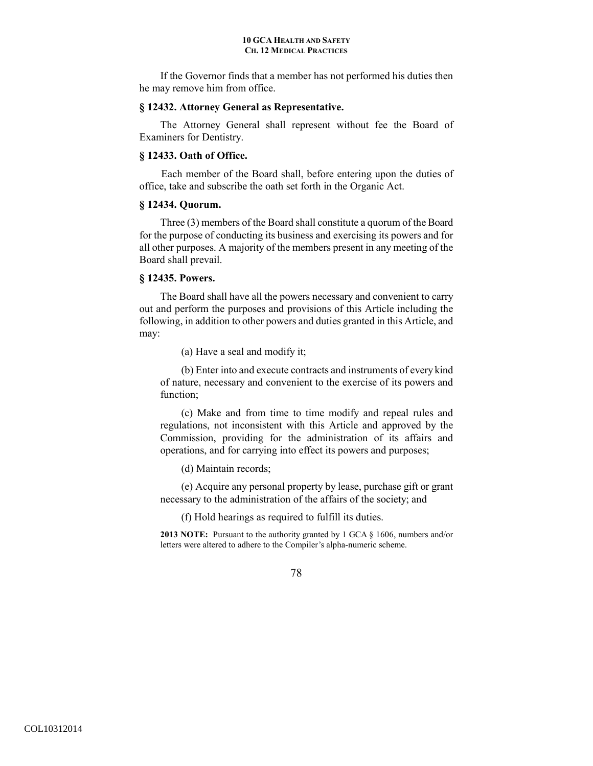If the Governor finds that a member has not performed his duties then he may remove him from office.

### § 12432. Attorney General as Representative.

The Attorney General shall represent without fee the Board of Examiners for Dentistry.

### § 12433. Oath of Office.

Each member of the Board shall, before entering upon the duties of office, take and subscribe the oath set forth in the Organic Act.

### § 12434. Quorum.

Three (3) members of the Board shall constitute a quorum of the Board for the purpose of conducting its business and exercising its powers and for all other purposes. A majority of the members present in any meeting of the Board shall prevail.

### § 12435. Powers.

The Board shall have all the powers necessary and convenient to carry out and perform the purposes and provisions of this Article including the following, in addition to other powers and duties granted in this Article, and may:

(a) Have a seal and modify it;

(b) Enter into and execute contracts and instruments of every kind of nature, necessary and convenient to the exercise of its powers and function;

(c) Make and from time to time modify and repeal rules and regulations, not inconsistent with this Article and approved by the Commission, providing for the administration of its affairs and operations, and for carrying into effect its powers and purposes;

(d) Maintain records;

(e) Acquire any personal property by lease, purchase gift or grant necessary to the administration of the affairs of the society; and

(f) Hold hearings as required to fulfill its duties.

**2013 NOTE:** Pursuant to the authority granted by 1 GCA § 1606, numbers and/or letters were altered to adhere to the Compiler's alpha-numeric scheme.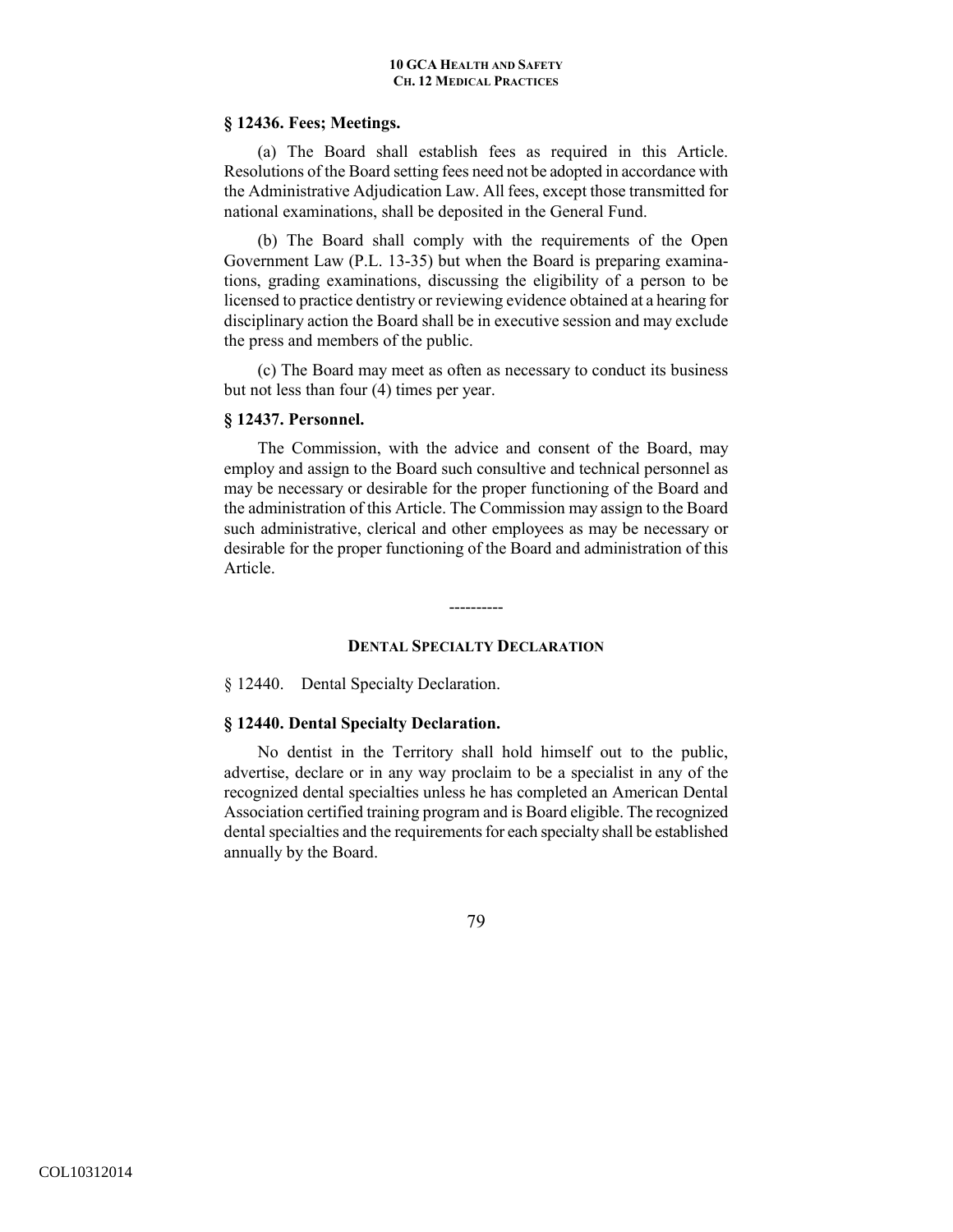### § 12436. Fees; Meetings.

(a) The Board shall establish fees as required in this Article. Resolutions of the Board setting fees need not be adopted in accordance with the Administrative Adjudication Law. All fees, except those transmitted for national examinations, shall be deposited in the General Fund.

(b) The Board shall comply with the requirements of the Open Government Law (P.L. 13-35) but when the Board is preparing examinations, grading examinations, discussing the eligibility of a person to be licensed to practice dentistry or reviewing evidence obtained at a hearing for disciplinary action the Board shall be in executive session and may exclude the press and members of the public.

(c) The Board may meet as often as necessary to conduct its business but not less than four (4) times per year.

### § 12437. Personnel.

The Commission, with the advice and consent of the Board, may employ and assign to the Board such consultive and technical personnel as may be necessary or desirable for the proper functioning of the Board and the administration of this Article. The Commission may assign to the Board such administrative, clerical and other employees as may be necessary or desirable for the proper functioning of the Board and administration of this Article.

----------

## DENTAL SPECIALTY DECLARATION

§ 12440. Dental Specialty Declaration.

### § 12440. Dental Specialty Declaration.

No dentist in the Territory shall hold himself out to the public, advertise, declare or in any way proclaim to be a specialist in any of the recognized dental specialties unless he has completed an American Dental Association certified training program and is Board eligible. The recognized dental specialties and the requirements for each specialty shall be established annually by the Board.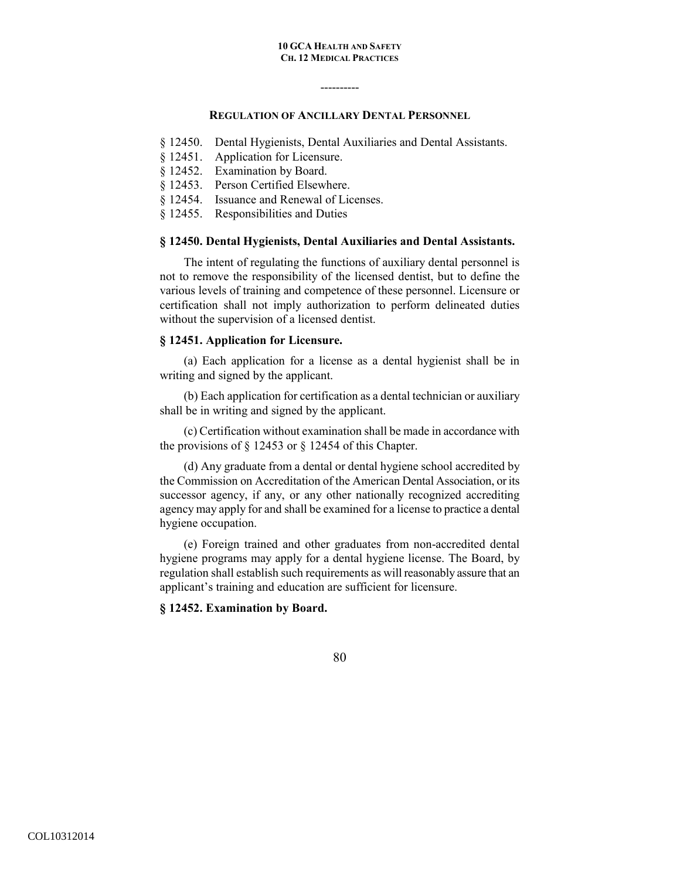----------

## REGULATION OF ANCILLARY DENTAL PERSONNEL

§ 12450. Dental Hygienists, Dental Auxiliaries and Dental Assistants.
§ 12451. Application for Licensure.
§ 12452. Examination by Board.
§ 12453. Person Certified Elsewhere.
§ 12454. Issuance and Renewal of Licenses.
§ 12455. Responsibilities and Duties

### § 12450. Dental Hygienists, Dental Auxiliaries and Dental Assistants.

The intent of regulating the functions of auxiliary dental personnel is not to remove the responsibility of the licensed dentist, but to define the various levels of training and competence of these personnel. Licensure or certification shall not imply authorization to perform delineated duties without the supervision of a licensed dentist.

### § 12451. Application for Licensure.

(a) Each application for a license as a dental hygienist shall be in writing and signed by the applicant.

(b) Each application for certification as a dental technician or auxiliary shall be in writing and signed by the applicant.

(c) Certification without examination shall be made in accordance with the provisions of § 12453 or § 12454 of this Chapter.

(d) Any graduate from a dental or dental hygiene school accredited by the Commission on Accreditation of the American Dental Association, or its successor agency, if any, or any other nationally recognized accrediting agency may apply for and shall be examined for a license to practice a dental hygiene occupation.

(e) Foreign trained and other graduates from non-accredited dental hygiene programs may apply for a dental hygiene license. The Board, by regulation shall establish such requirements as will reasonably assure that an applicant's training and education are sufficient for licensure.

### § 12452. Examination by Board.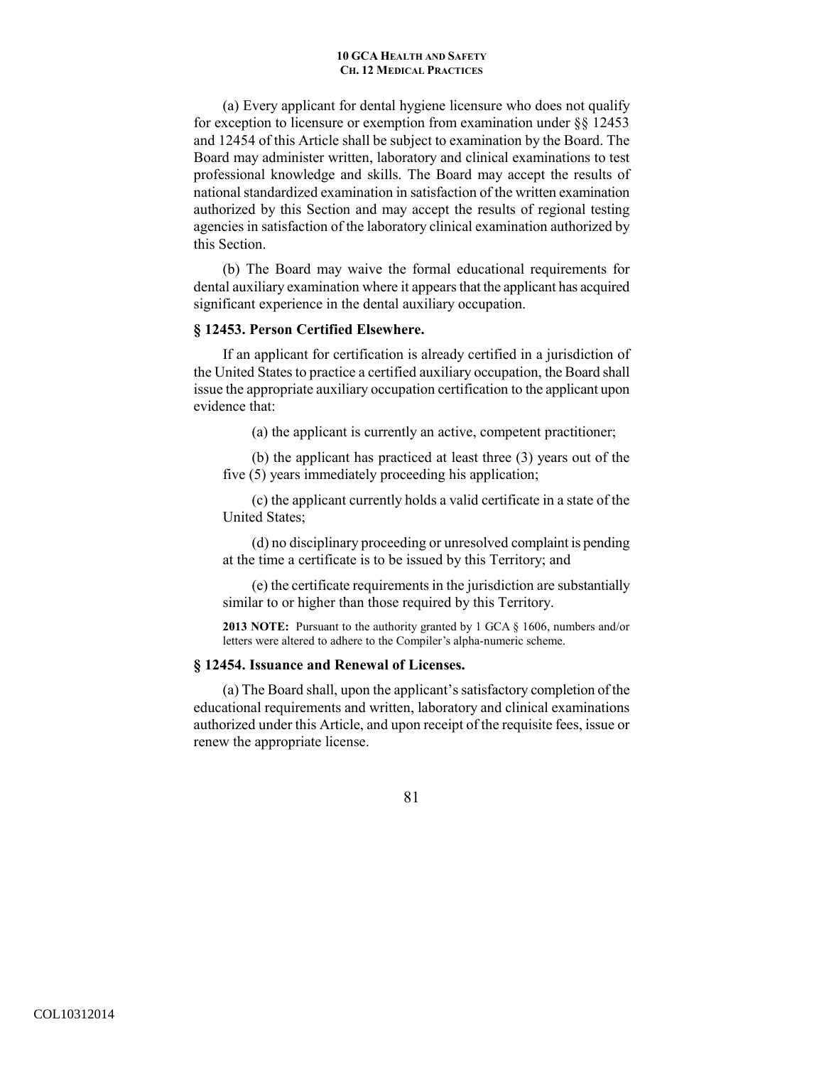(a) Every applicant for dental hygiene licensure who does not qualify for exception to licensure or exemption from examination under §§ 12453 and 12454 of this Article shall be subject to examination by the Board. The Board may administer written, laboratory and clinical examinations to test professional knowledge and skills. The Board may accept the results of national standardized examination in satisfaction of the written examination authorized by this Section and may accept the results of regional testing agencies in satisfaction of the laboratory clinical examination authorized by this Section.

(b) The Board may waive the formal educational requirements for dental auxiliary examination where it appears that the applicant has acquired significant experience in the dental auxiliary occupation.

### § 12453. Person Certified Elsewhere.

If an applicant for certification is already certified in a jurisdiction of the United States to practice a certified auxiliary occupation, the Board shall issue the appropriate auxiliary occupation certification to the applicant upon evidence that:

(a) the applicant is currently an active, competent practitioner;

(b) the applicant has practiced at least three (3) years out of the five (5) years immediately proceeding his application;

(c) the applicant currently holds a valid certificate in a state of the United States;

(d) no disciplinary proceeding or unresolved complaint is pending at the time a certificate is to be issued by this Territory; and

(e) the certificate requirements in the jurisdiction are substantially similar to or higher than those required by this Territory.

**2013 NOTE:** Pursuant to the authority granted by 1 GCA § 1606, numbers and/or letters were altered to adhere to the Compiler's alpha-numeric scheme.

### § 12454. Issuance and Renewal of Licenses.

(a) The Board shall, upon the applicant's satisfactory completion of the educational requirements and written, laboratory and clinical examinations authorized under this Article, and upon receipt of the requisite fees, issue or renew the appropriate license.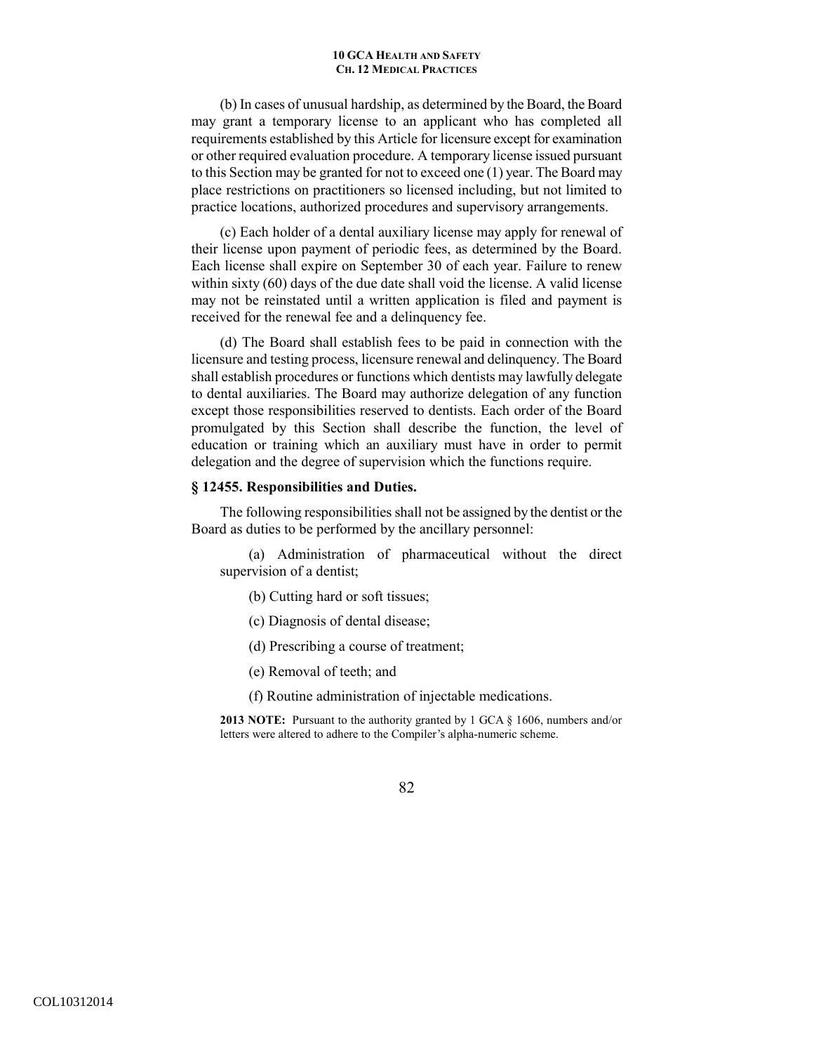(b) In cases of unusual hardship, as determined by the Board, the Board may grant a temporary license to an applicant who has completed all requirements established by this Article for licensure except for examination or other required evaluation procedure. A temporary license issued pursuant to this Section may be granted for not to exceed one (1) year. The Board may place restrictions on practitioners so licensed including, but not limited to practice locations, authorized procedures and supervisory arrangements.

(c) Each holder of a dental auxiliary license may apply for renewal of their license upon payment of periodic fees, as determined by the Board. Each license shall expire on September 30 of each year. Failure to renew within sixty (60) days of the due date shall void the license. A valid license may not be reinstated until a written application is filed and payment is received for the renewal fee and a delinquency fee.

(d) The Board shall establish fees to be paid in connection with the licensure and testing process, licensure renewal and delinquency. The Board shall establish procedures or functions which dentists may lawfully delegate to dental auxiliaries. The Board may authorize delegation of any function except those responsibilities reserved to dentists. Each order of the Board promulgated by this Section shall describe the function, the level of education or training which an auxiliary must have in order to permit delegation and the degree of supervision which the functions require.

### § 12455. Responsibilities and Duties.

The following responsibilities shall not be assigned by the dentist or the Board as duties to be performed by the ancillary personnel:

(a) Administration of pharmaceutical without the direct supervision of a dentist;

(b) Cutting hard or soft tissues;

(c) Diagnosis of dental disease;

(d) Prescribing a course of treatment;

(e) Removal of teeth; and

(f) Routine administration of injectable medications.

**2013 NOTE:** Pursuant to the authority granted by 1 GCA § 1606, numbers and/or letters were altered to adhere to the Compiler's alpha-numeric scheme.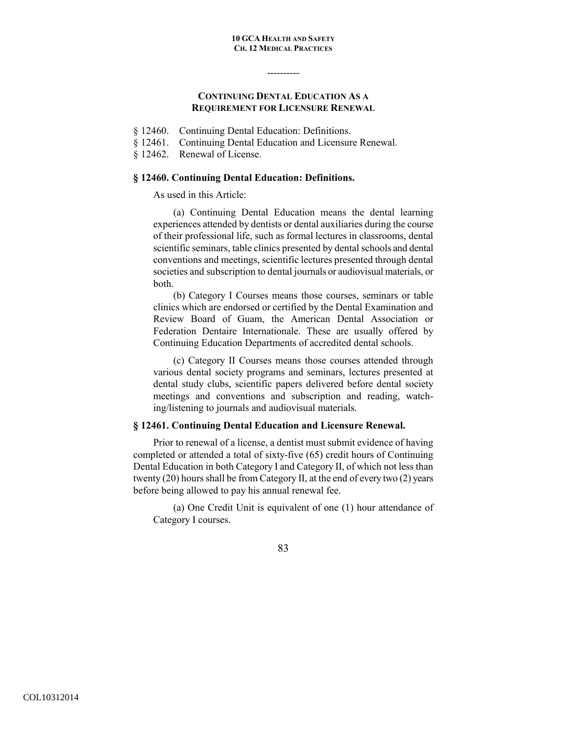----------

## CONTINUING DENTAL EDUCATION AS A REQUIREMENT FOR LICENSURE RENEWAL

§ 12460. Continuing Dental Education: Definitions.
§ 12461. Continuing Dental Education and Licensure Renewal.
§ 12462. Renewal of License.

### § 12460. Continuing Dental Education: Definitions.

As used in this Article:

(a) Continuing Dental Education means the dental learning experiences attended by dentists or dental auxiliaries during the course of their professional life, such as formal lectures in classrooms, dental scientific seminars, table clinics presented by dental schools and dental conventions and meetings, scientific lectures presented through dental societies and subscription to dental journals or audiovisual materials, or both.

(b) Category I Courses means those courses, seminars or table clinics which are endorsed or certified by the Dental Examination and Review Board of Guam, the American Dental Association or Federation Dentaire Internationale. These are usually offered by Continuing Education Departments of accredited dental schools.

(c) Category II Courses means those courses attended through various dental society programs and seminars, lectures presented at dental study clubs, scientific papers delivered before dental society meetings and conventions and subscription and reading, watching/listening to journals and audiovisual materials.

### § 12461. Continuing Dental Education and Licensure Renewal.

Prior to renewal of a license, a dentist must submit evidence of having completed or attended a total of sixty-five (65) credit hours of Continuing Dental Education in both Category I and Category II, of which not less than twenty (20) hours shall be from Category II, at the end of every two (2) years before being allowed to pay his annual renewal fee.

(a) One Credit Unit is equivalent of one (1) hour attendance of Category I courses.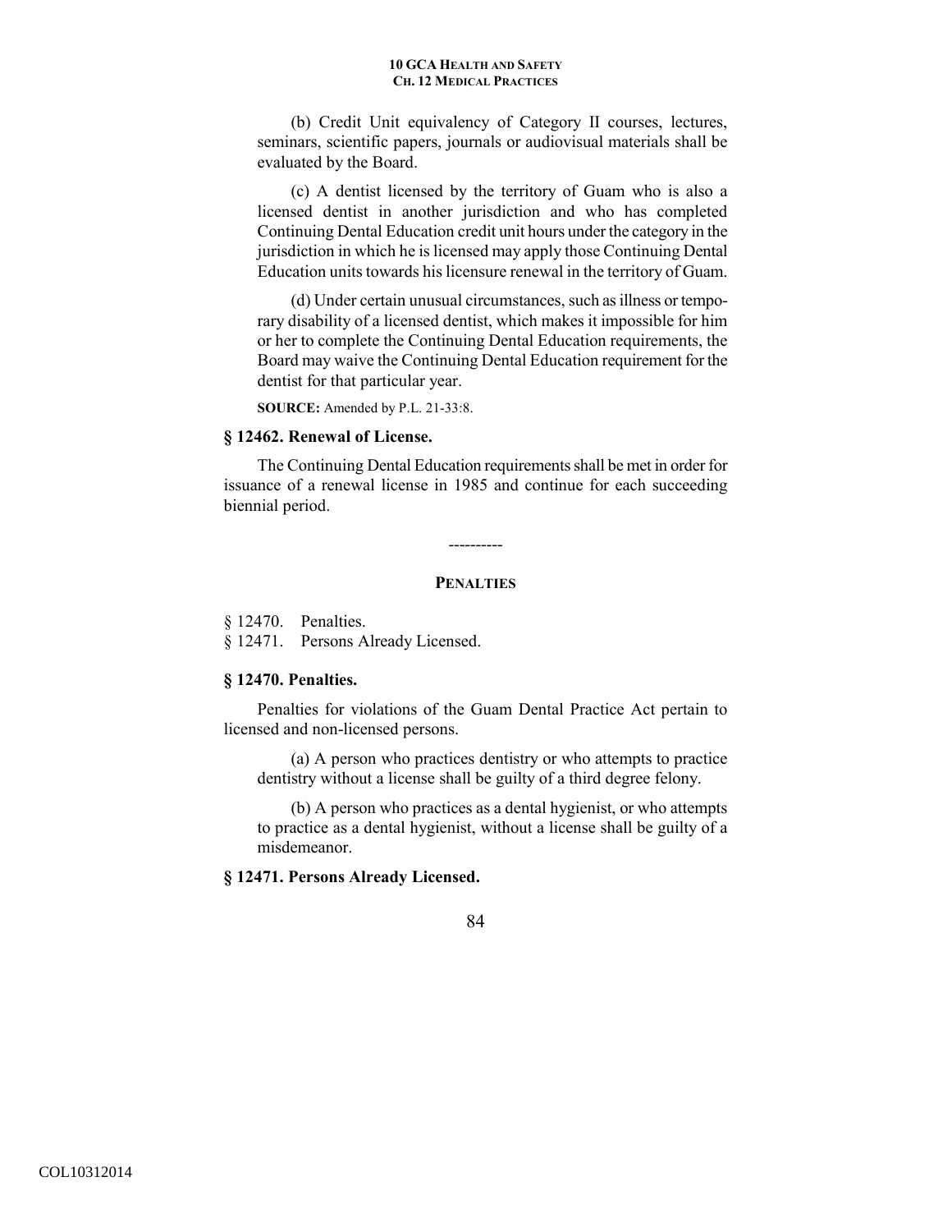(b) Credit Unit equivalency of Category II courses, lectures, seminars, scientific papers, journals or audiovisual materials shall be evaluated by the Board.

(c) A dentist licensed by the territory of Guam who is also a licensed dentist in another jurisdiction and who has completed Continuing Dental Education credit unit hours under the category in the jurisdiction in which he is licensed may apply those Continuing Dental Education units towards his licensure renewal in the territory of Guam.

(d) Under certain unusual circumstances, such as illness or temporary disability of a licensed dentist, which makes it impossible for him or her to complete the Continuing Dental Education requirements, the Board may waive the Continuing Dental Education requirement for the dentist for that particular year.

**SOURCE:** Amended by P.L. 21-33:8.

### § 12462. Renewal of License.

The Continuing Dental Education requirements shall be met in order for issuance of a renewal license in 1985 and continue for each succeeding biennial period.

----------

## PENALTIES

§ 12470. Penalties.
§ 12471. Persons Already Licensed.

### § 12470. Penalties.

Penalties for violations of the Guam Dental Practice Act pertain to licensed and non-licensed persons.

(a) A person who practices dentistry or who attempts to practice dentistry without a license shall be guilty of a third degree felony.

(b) A person who practices as a dental hygienist, or who attempts to practice as a dental hygienist, without a license shall be guilty of a misdemeanor.

### § 12471. Persons Already Licensed.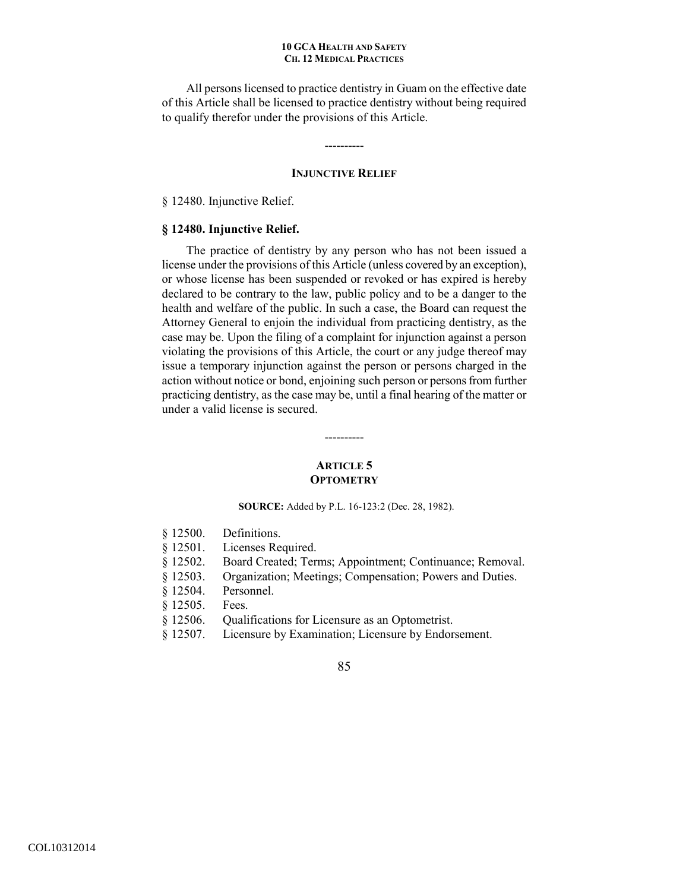All persons licensed to practice dentistry in Guam on the effective date of this Article shall be licensed to practice dentistry without being required to qualify therefor under the provisions of this Article.

----------

### INJUNCTIVE RELIEF

§ 12480. Injunctive Relief.

#### § 12480. Injunctive Relief.

The practice of dentistry by any person who has not been issued a license under the provisions of this Article (unless covered by an exception), or whose license has been suspended or revoked or has expired is hereby declared to be contrary to the law, public policy and to be a danger to the health and welfare of the public. In such a case, the Board can request the Attorney General to enjoin the individual from practicing dentistry, as the case may be. Upon the filing of a complaint for injunction against a person violating the provisions of this Article, the court or any judge thereof may issue a temporary injunction against the person or persons charged in the action without notice or bond, enjoining such person or persons from further practicing dentistry, as the case may be, until a final hearing of the matter or under a valid license is secured.

----------

## ARTICLE 5
## OPTOMETRY

**SOURCE:** Added by P.L. 16-123:2 (Dec. 28, 1982).

§ 12500. Definitions.
§ 12501. Licenses Required.
§ 12502. Board Created; Terms; Appointment; Continuance; Removal.
§ 12503. Organization; Meetings; Compensation; Powers and Duties.
§ 12504. Personnel.
§ 12505. Fees.
§ 12506. Qualifications for Licensure as an Optometrist.
§ 12507. Licensure by Examination; Licensure by Endorsement.